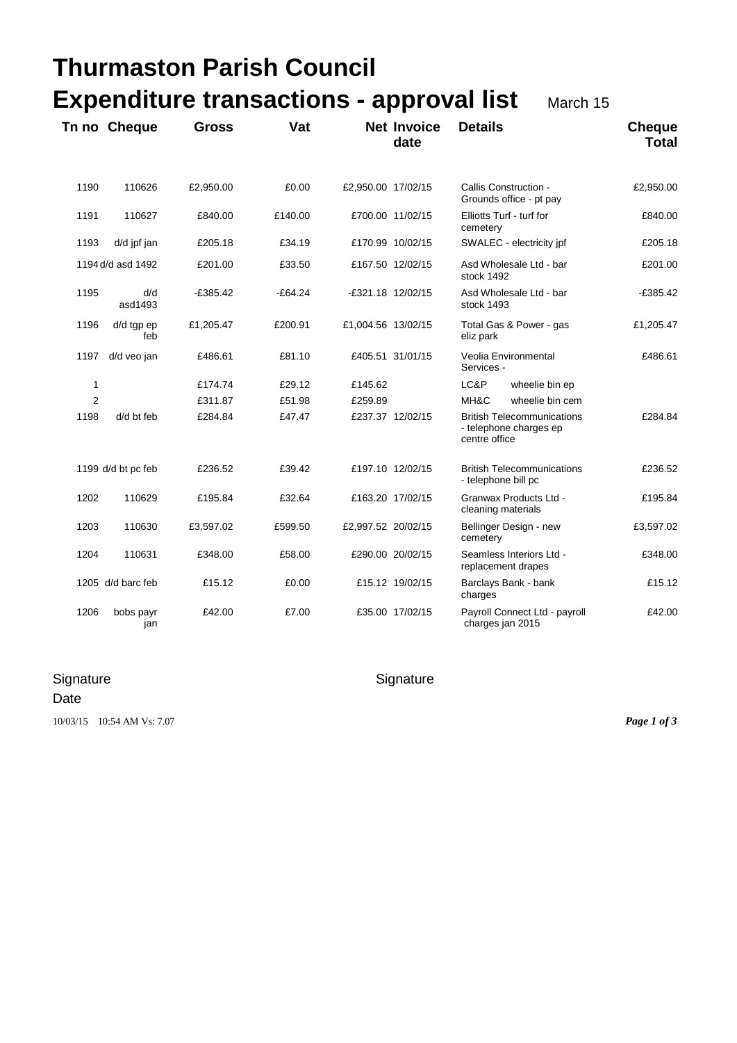# Thurmaston Parish Council

# Expenditure transactions - approval list

March 15

| Tn no | Cheque | Gross | Vat | Net | Invoice date | Details | Cheque Total |
|---|---|---|---|---|---|---|---|
| 1190 | 110626 | £2,950.00 | £0.00 | £2,950.00 | 17/02/15 | Callis Construction - Grounds office - pt pay | £2,950.00 |
| 1191 | 110627 | £840.00 | £140.00 | £700.00 | 11/02/15 | Elliotts Turf - turf for cemetery | £840.00 |
| 1193 | d/d jpf jan | £205.18 | £34.19 | £170.99 | 10/02/15 | SWALEC - electricity jpf | £205.18 |
| 1194 | d/d asd 1492 | £201.00 | £33.50 | £167.50 | 12/02/15 | Asd Wholesale Ltd - bar stock 1492 | £201.00 |
| 1195 | d/d asd1493 | -£385.42 | -£64.24 | -£321.18 | 12/02/15 | Asd Wholesale Ltd - bar stock 1493 | -£385.42 |
| 1196 | d/d tgp ep feb | £1,205.47 | £200.91 | £1,004.56 | 13/02/15 | Total Gas & Power - gas eliz park | £1,205.47 |
| 1197 | d/d veo jan | £486.61 | £81.10 | £405.51 | 31/01/15 | Veolia Environmental Services - | £486.61 |
| 1 | | £174.74 | £29.12 | £145.62 | | LC&P wheelie bin ep | |
| 2 | | £311.87 | £51.98 | £259.89 | | MH&C wheelie bin cem | |
| 1198 | d/d bt feb | £284.84 | £47.47 | £237.37 | 12/02/15 | British Telecommunications - telephone charges ep centre office | £284.84 |
| 1199 | d/d bt pc feb | £236.52 | £39.42 | £197.10 | 12/02/15 | British Telecommunications - telephone bill pc | £236.52 |
| 1202 | 110629 | £195.84 | £32.64 | £163.20 | 17/02/15 | Granwax Products Ltd - cleaning materials | £195.84 |
| 1203 | 110630 | £3,597.02 | £599.50 | £2,997.52 | 20/02/15 | Bellinger Design - new cemetery | £3,597.02 |
| 1204 | 110631 | £348.00 | £58.00 | £290.00 | 20/02/15 | Seamless Interiors Ltd - replacement drapes | £348.00 |
| 1205 | d/d barc feb | £15.12 | £0.00 | £15.12 | 19/02/15 | Barclays Bank - bank charges | £15.12 |
| 1206 | bobs payr jan | £42.00 | £7.00 | £35.00 | 17/02/15 | Payroll Connect Ltd - payroll charges jan 2015 | £42.00 |

Signature

Date

Signature

10/03/15 10:54 AM Vs: 7.07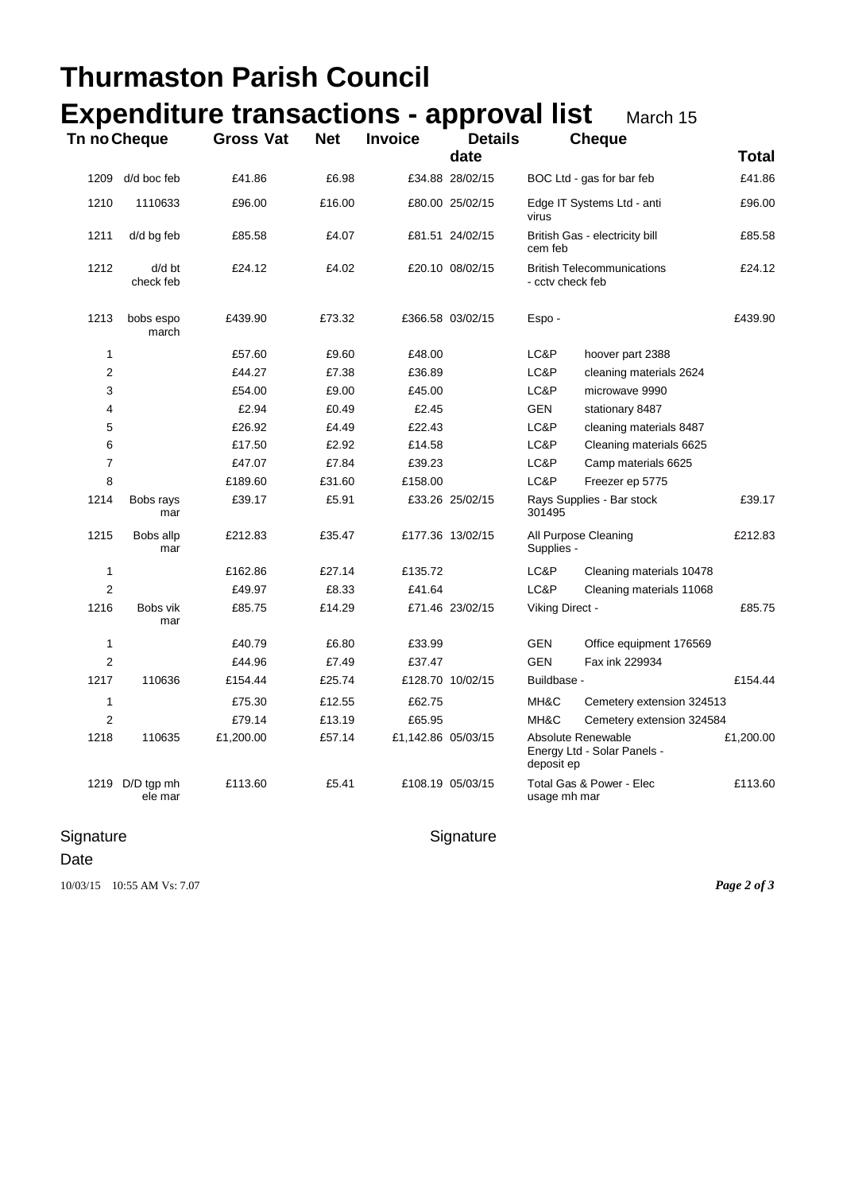# Thurmaston Parish Council

## Expenditure transactions - approval list

March 15

| Tn no | Cheque | Gross | Vat | Net | Invoice date | Details | | Cheque Total |
|---|---|---|---|---|---|---|---|---|
| 1209 | d/d boc feb | £41.86 | £6.98 | £34.88 | 28/02/15 | BOC Ltd - gas for bar feb | | £41.86 |
| 1210 | 1110633 | £96.00 | £16.00 | £80.00 | 25/02/15 | Edge IT Systems Ltd - anti virus | | £96.00 |
| 1211 | d/d bg feb | £85.58 | £4.07 | £81.51 | 24/02/15 | British Gas - electricity bill cem feb | | £85.58 |
| 1212 | d/d bt check feb | £24.12 | £4.02 | £20.10 | 08/02/15 | British Telecommunications - cctv check feb | | £24.12 |
| 1213 | bobs espo march | £439.90 | £73.32 | £366.58 | 03/02/15 | Espo - | | £439.90 |
| 1 | | £57.60 | £9.60 | £48.00 | | LC&P | hoover part 2388 | |
| 2 | | £44.27 | £7.38 | £36.89 | | LC&P | cleaning materials 2624 | |
| 3 | | £54.00 | £9.00 | £45.00 | | LC&P | microwave 9990 | |
| 4 | | £2.94 | £0.49 | £2.45 | | GEN | stationary 8487 | |
| 5 | | £26.92 | £4.49 | £22.43 | | LC&P | cleaning materials 8487 | |
| 6 | | £17.50 | £2.92 | £14.58 | | LC&P | Cleaning materials 6625 | |
| 7 | | £47.07 | £7.84 | £39.23 | | LC&P | Camp materials 6625 | |
| 8 | | £189.60 | £31.60 | £158.00 | | LC&P | Freezer ep 5775 | |
| 1214 | Bobs rays mar | £39.17 | £5.91 | £33.26 | 25/02/15 | Rays Supplies - Bar stock 301495 | | £39.17 |
| 1215 | Bobs allp mar | £212.83 | £35.47 | £177.36 | 13/02/15 | All Purpose Cleaning Supplies - | | £212.83 |
| 1 | | £162.86 | £27.14 | £135.72 | | LC&P | Cleaning materials 10478 | |
| 2 | | £49.97 | £8.33 | £41.64 | | LC&P | Cleaning materials 11068 | |
| 1216 | Bobs vik mar | £85.75 | £14.29 | £71.46 | 23/02/15 | Viking Direct - | | £85.75 |
| 1 | | £40.79 | £6.80 | £33.99 | | GEN | Office equipment 176569 | |
| 2 | | £44.96 | £7.49 | £37.47 | | GEN | Fax ink 229934 | |
| 1217 | 110636 | £154.44 | £25.74 | £128.70 | 10/02/15 | Buildbase - | | £154.44 |
| 1 | | £75.30 | £12.55 | £62.75 | | MH&C | Cemetery extension 324513 | |
| 2 | | £79.14 | £13.19 | £65.95 | | MH&C | Cemetery extension 324584 | |
| 1218 | 110635 | £1,200.00 | £57.14 | £1,142.86 | 05/03/15 | Absolute Renewable Energy Ltd - Solar Panels - deposit ep | | £1,200.00 |
| 1219 | D/D tgp mh ele mar | £113.60 | £5.41 | £108.19 | 05/03/15 | Total Gas & Power - Elec usage mh mar | | £113.60 |

Signature

Signature

Date

10/03/15 10:55 AM Vs: 7.07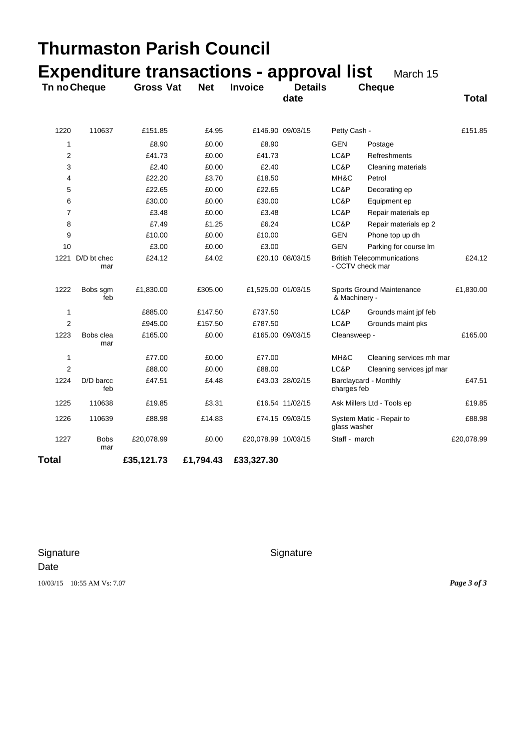# Thurmaston Parish Council

## Expenditure transactions - approval list March 15

| Tn no | Cheque | Gross | Vat | Net | Invoice date | Details | | Cheque Total |
|---|---|---|---|---|---|---|---|---|
| 1220 | 110637 | £151.85 | £4.95 | £146.90 | 09/03/15 | Petty Cash - | | £151.85 |
| 1 | | £8.90 | £0.00 | £8.90 | | GEN | Postage | |
| 2 | | £41.73 | £0.00 | £41.73 | | LC&P | Refreshments | |
| 3 | | £2.40 | £0.00 | £2.40 | | LC&P | Cleaning materials | |
| 4 | | £22.20 | £3.70 | £18.50 | | MH&C | Petrol | |
| 5 | | £22.65 | £0.00 | £22.65 | | LC&P | Decorating ep | |
| 6 | | £30.00 | £0.00 | £30.00 | | LC&P | Equipment ep | |
| 7 | | £3.48 | £0.00 | £3.48 | | LC&P | Repair materials ep | |
| 8 | | £7.49 | £1.25 | £6.24 | | LC&P | Repair materials ep 2 | |
| 9 | | £10.00 | £0.00 | £10.00 | | GEN | Phone top up dh | |
| 10 | | £3.00 | £0.00 | £3.00 | | GEN | Parking for course lm | |
| 1221 | D/D bt chec mar | £24.12 | £4.02 | £20.10 | 08/03/15 | British Telecommunications - CCTV check mar | | £24.12 |
| 1222 | Bobs sgm feb | £1,830.00 | £305.00 | £1,525.00 | 01/03/15 | Sports Ground Maintenance & Machinery - | | £1,830.00 |
| 1 | | £885.00 | £147.50 | £737.50 | | LC&P | Grounds maint jpf feb | |
| 2 | | £945.00 | £157.50 | £787.50 | | LC&P | Grounds maint pks | |
| 1223 | Bobs clea mar | £165.00 | £0.00 | £165.00 | 09/03/15 | Cleansweep - | | £165.00 |
| 1 | | £77.00 | £0.00 | £77.00 | | MH&C | Cleaning services mh mar | |
| 2 | | £88.00 | £0.00 | £88.00 | | LC&P | Cleaning services jpf mar | |
| 1224 | D/D barcc feb | £47.51 | £4.48 | £43.03 | 28/02/15 | Barclaycard - Monthly charges feb | | £47.51 |
| 1225 | 110638 | £19.85 | £3.31 | £16.54 | 11/02/15 | Ask Millers Ltd - Tools ep | | £19.85 |
| 1226 | 110639 | £88.98 | £14.83 | £74.15 | 09/03/15 | System Matic - Repair to glass washer | | £88.98 |
| 1227 | Bobs mar | £20,078.99 | £0.00 | £20,078.99 | 10/03/15 | Staff - march | | £20,078.99 |
| **Total** | | **£35,121.73** | **£1,794.43** | **£33,327.30** | | | | |

Signature

Date

Signature

10/03/15 10:55 AM Vs: 7.07